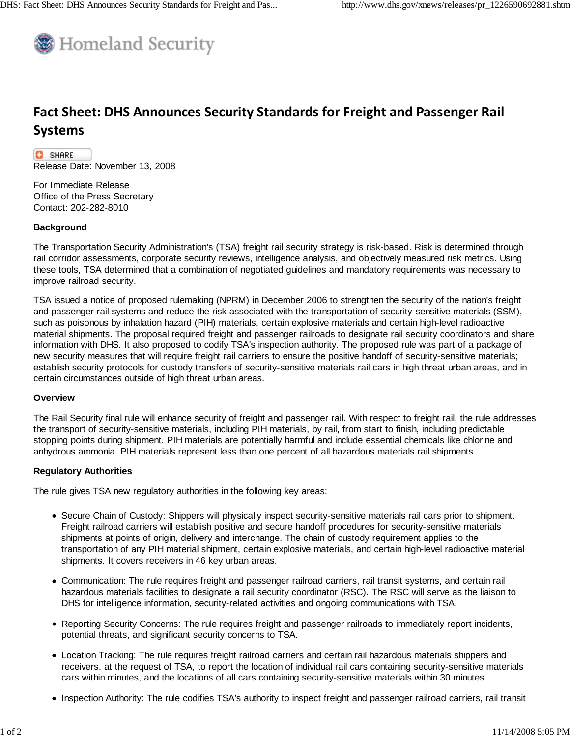# Fact Sheet: DHS Announces Security Standards for Freight and Passenger Rail Systems

Release Date: November 13, 2008

For Immediate Release
Office of the Press Secretary
Contact: 202-282-8010

**Background**

The Transportation Security Administration's (TSA) freight rail security strategy is risk-based. Risk is determined through rail corridor assessments, corporate security reviews, intelligence analysis, and objectively measured risk metrics. Using these tools, TSA determined that a combination of negotiated guidelines and mandatory requirements was necessary to improve railroad security.

TSA issued a notice of proposed rulemaking (NPRM) in December 2006 to strengthen the security of the nation's freight and passenger rail systems and reduce the risk associated with the transportation of security-sensitive materials (SSM), such as poisonous by inhalation hazard (PIH) materials, certain explosive materials and certain high-level radioactive material shipments. The proposal required freight and passenger railroads to designate rail security coordinators and share information with DHS. It also proposed to codify TSA's inspection authority. The proposed rule was part of a package of new security measures that will require freight rail carriers to ensure the positive handoff of security-sensitive materials; establish security protocols for custody transfers of security-sensitive materials rail cars in high threat urban areas, and in certain circumstances outside of high threat urban areas.

**Overview**

The Rail Security final rule will enhance security of freight and passenger rail. With respect to freight rail, the rule addresses the transport of security-sensitive materials, including PIH materials, by rail, from start to finish, including predictable stopping points during shipment. PIH materials are potentially harmful and include essential chemicals like chlorine and anhydrous ammonia. PIH materials represent less than one percent of all hazardous materials rail shipments.

**Regulatory Authorities**

The rule gives TSA new regulatory authorities in the following key areas:

- Secure Chain of Custody: Shippers will physically inspect security-sensitive materials rail cars prior to shipment. Freight railroad carriers will establish positive and secure handoff procedures for security-sensitive materials shipments at points of origin, delivery and interchange. The chain of custody requirement applies to the transportation of any PIH material shipment, certain explosive materials, and certain high-level radioactive material shipments. It covers receivers in 46 key urban areas.

- Communication: The rule requires freight and passenger railroad carriers, rail transit systems, and certain rail hazardous materials facilities to designate a rail security coordinator (RSC). The RSC will serve as the liaison to DHS for intelligence information, security-related activities and ongoing communications with TSA.

- Reporting Security Concerns: The rule requires freight and passenger railroads to immediately report incidents, potential threats, and significant security concerns to TSA.

- Location Tracking: The rule requires freight railroad carriers and certain rail hazardous materials shippers and receivers, at the request of TSA, to report the location of individual rail cars containing security-sensitive materials cars within minutes, and the locations of all cars containing security-sensitive materials within 30 minutes.

- Inspection Authority: The rule codifies TSA's authority to inspect freight and passenger railroad carriers, rail transit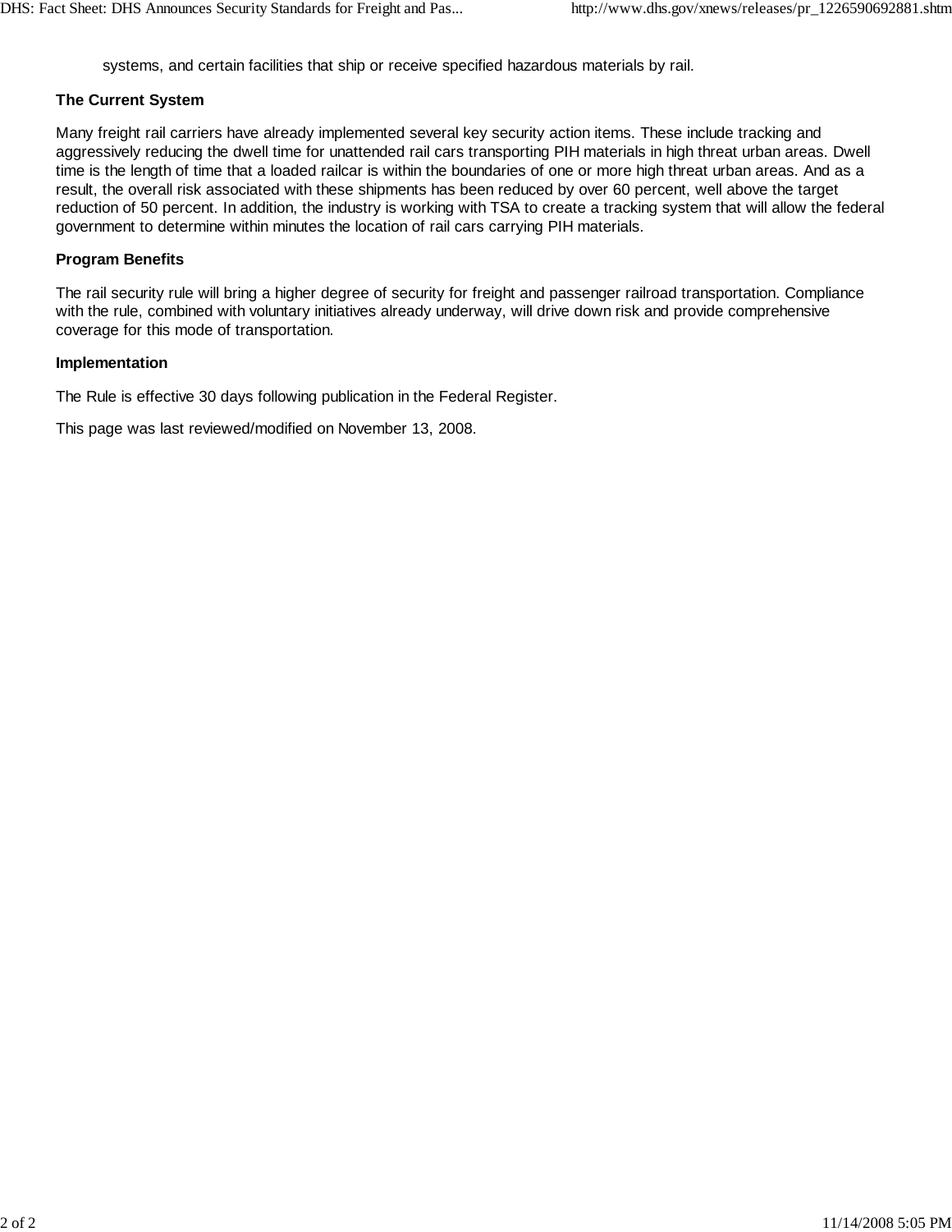systems, and certain facilities that ship or receive specified hazardous materials by rail.

**The Current System**

Many freight rail carriers have already implemented several key security action items. These include tracking and aggressively reducing the dwell time for unattended rail cars transporting PIH materials in high threat urban areas. Dwell time is the length of time that a loaded railcar is within the boundaries of one or more high threat urban areas. And as a result, the overall risk associated with these shipments has been reduced by over 60 percent, well above the target reduction of 50 percent. In addition, the industry is working with TSA to create a tracking system that will allow the federal government to determine within minutes the location of rail cars carrying PIH materials.

**Program Benefits**

The rail security rule will bring a higher degree of security for freight and passenger railroad transportation. Compliance with the rule, combined with voluntary initiatives already underway, will drive down risk and provide comprehensive coverage for this mode of transportation.

**Implementation**

The Rule is effective 30 days following publication in the Federal Register.

This page was last reviewed/modified on November 13, 2008.